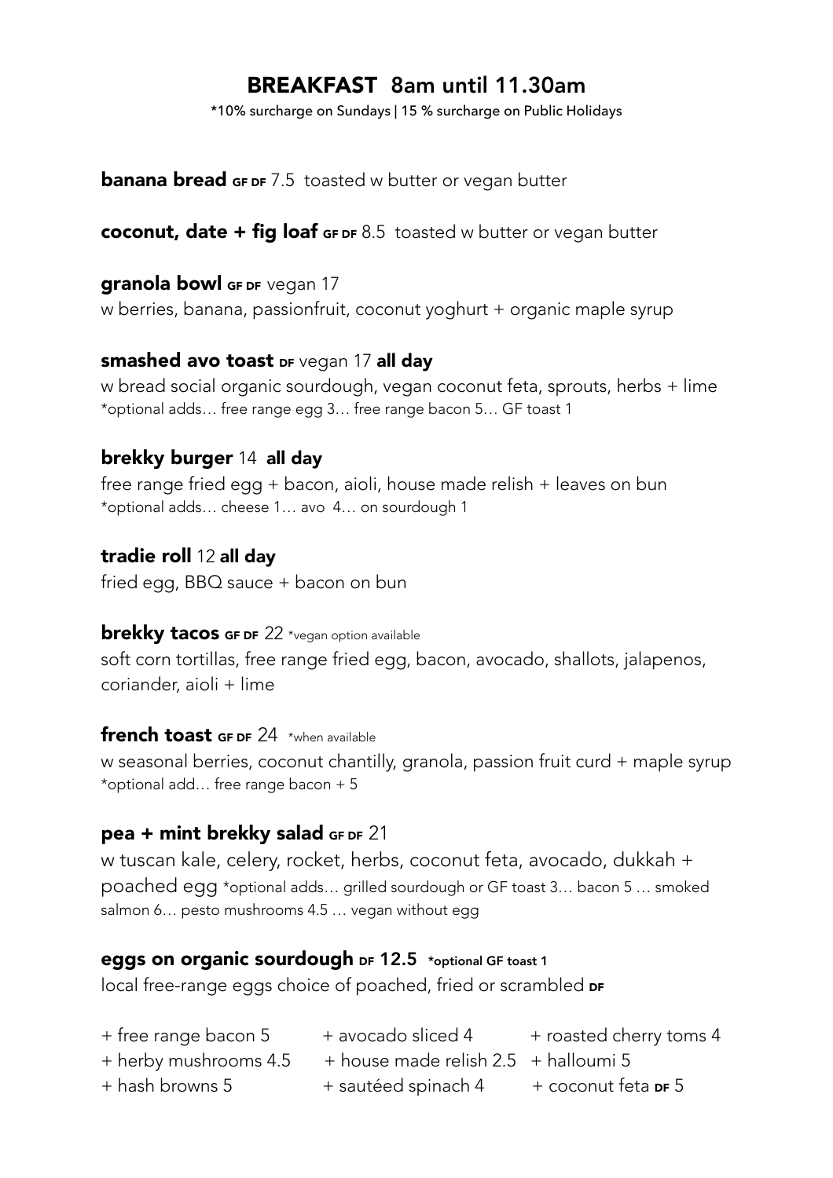# BREAKFAST 8am until 11.30am

*10% surcharge on Sundays | 15 % surcharge on Public Holidays

**banana bread** **GF DF** 7.5 toasted w butter or vegan butter

**coconut, date + fig loaf** **GF DF** 8.5 toasted w butter or vegan butter

**granola bowl** **GF DF** vegan 17
w berries, banana, passionfruit, coconut yoghurt + organic maple syrup

**smashed avo toast** **DF** vegan 17 **all day**
w bread social organic sourdough, vegan coconut feta, sprouts, herbs + lime
*optional adds… free range egg 3… free range bacon 5… GF toast 1

**brekky burger** 14 **all day**
free range fried egg + bacon, aioli, house made relish + leaves on bun
*optional adds… cheese 1… avo 4… on sourdough 1

**tradie roll** 12 **all day**
fried egg, BBQ sauce + bacon on bun

**brekky tacos** **GF DF** 22 *vegan option available
soft corn tortillas, free range fried egg, bacon, avocado, shallots, jalapenos, coriander, aioli + lime

**french toast** **GF DF** 24 *when available
w seasonal berries, coconut chantilly, granola, passion fruit curd + maple syrup
*optional add… free range bacon + 5

**pea + mint brekky salad** **GF DF** 21
w tuscan kale, celery, rocket, herbs, coconut feta, avocado, dukkah + poached egg *optional adds… grilled sourdough or GF toast 3… bacon 5 … smoked salmon 6… pesto mushrooms 4.5 … vegan without egg

**eggs on organic sourdough** **DF** **12.5** ***optional GF toast 1**
local free-range eggs choice of poached, fried or scrambled **DF**

+ free range bacon 5
+ avocado sliced 4
+ roasted cherry toms 4
+ herby mushrooms 4.5
+ house made relish 2.5
+ halloumi 5
+ hash browns 5
+ sautéed spinach 4
+ coconut feta **DF** 5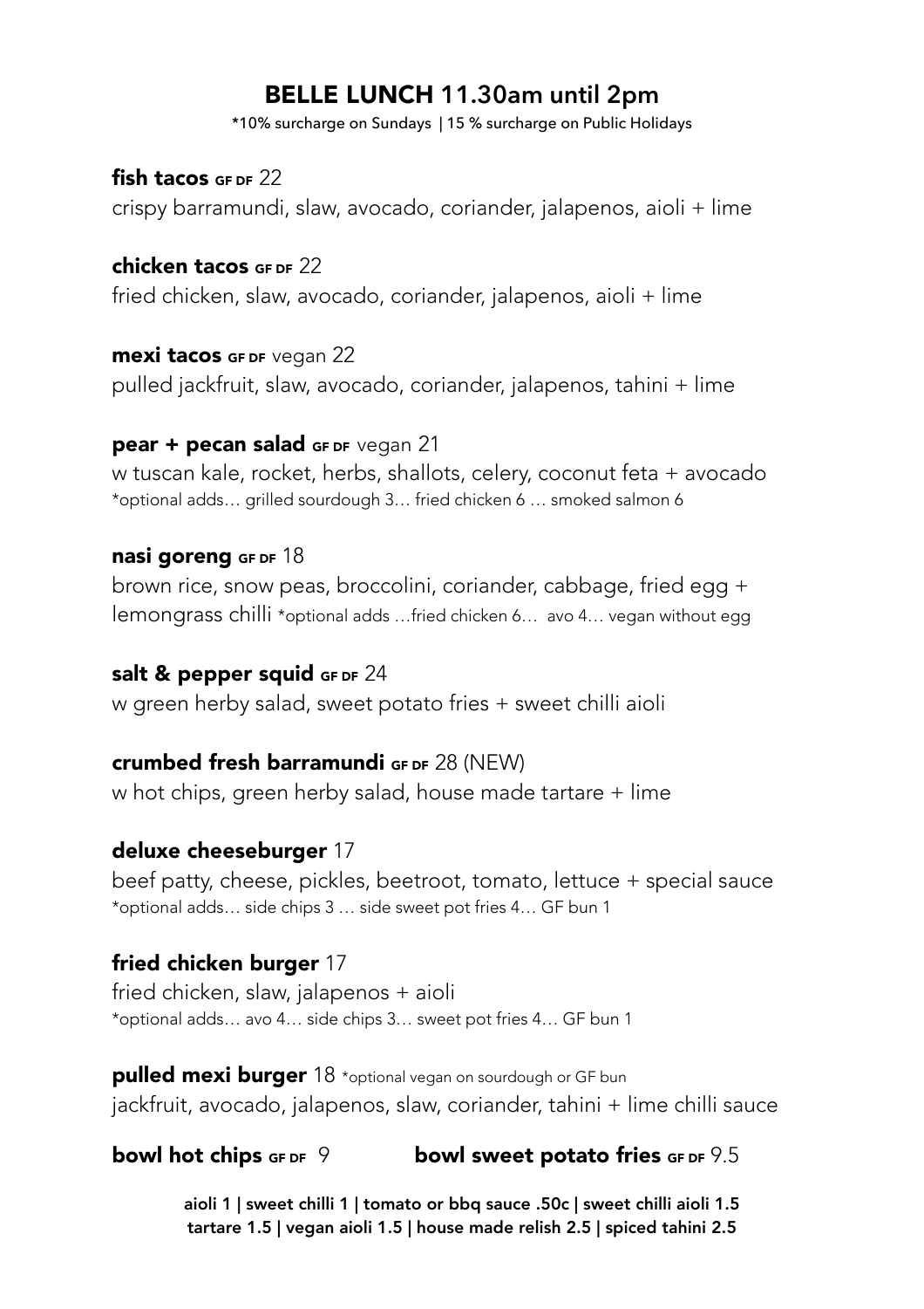# BELLE LUNCH 11.30am until 2pm

*10% surcharge on Sundays | 15 % surcharge on Public Holidays

**fish tacos** GF DF 22
crispy barramundi, slaw, avocado, coriander, jalapenos, aioli + lime

**chicken tacos** GF DF 22
fried chicken, slaw, avocado, coriander, jalapenos, aioli + lime

**mexi tacos** GF DF vegan 22
pulled jackfruit, slaw, avocado, coriander, jalapenos, tahini + lime

**pear + pecan salad** GF DF vegan 21
w tuscan kale, rocket, herbs, shallots, celery, coconut feta + avocado
*optional adds… grilled sourdough 3… fried chicken 6 … smoked salmon 6

**nasi goreng** GF DF 18
brown rice, snow peas, broccolini, coriander, cabbage, fried egg + lemongrass chilli *optional adds …fried chicken 6… avo 4… vegan without egg

**salt & pepper squid** GF DF 24
w green herby salad, sweet potato fries + sweet chilli aioli

**crumbed fresh barramundi** GF DF 28 (NEW)
w hot chips, green herby salad, house made tartare + lime

**deluxe cheeseburger** 17
beef patty, cheese, pickles, beetroot, tomato, lettuce + special sauce
*optional adds… side chips 3 … side sweet pot fries 4… GF bun 1

**fried chicken burger** 17
fried chicken, slaw, jalapenos + aioli
*optional adds… avo 4… side chips 3… sweet pot fries 4… GF bun 1

**pulled mexi burger** 18 *optional vegan on sourdough or GF bun
jackfruit, avocado, jalapenos, slaw, coriander, tahini + lime chilli sauce

**bowl hot chips** GF DF 9

**bowl sweet potato fries** GF DF 9.5

**aioli 1 | sweet chilli 1 | tomato or bbq sauce .50c | sweet chilli aioli 1.5**
**tartare 1.5 | vegan aioli 1.5 | house made relish 2.5 | spiced tahini 2.5**